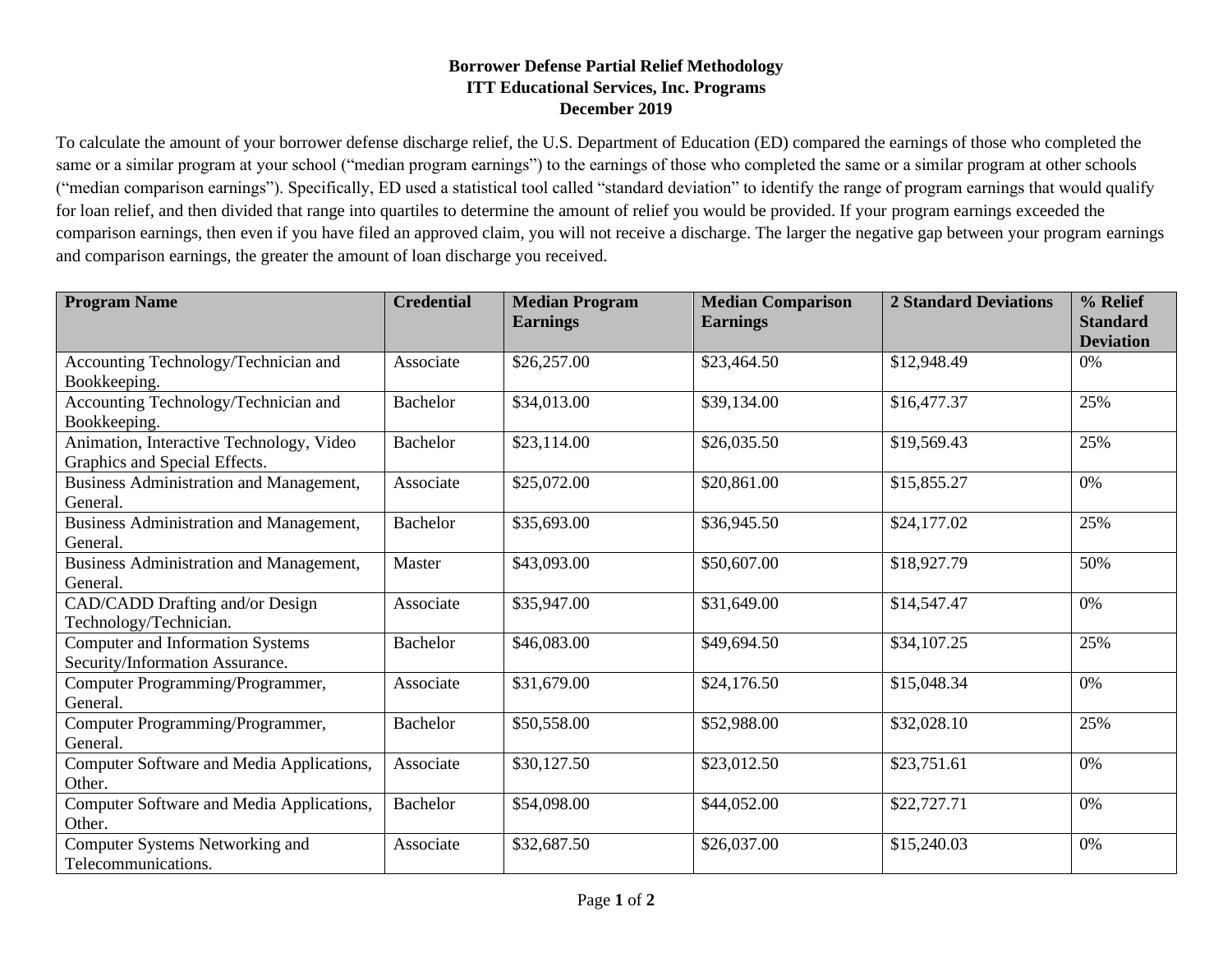**Borrower Defense Partial Relief Methodology**
**ITT Educational Services, Inc. Programs**
**December 2019**

To calculate the amount of your borrower defense discharge relief, the U.S. Department of Education (ED) compared the earnings of those who completed the same or a similar program at your school ("median program earnings") to the earnings of those who completed the same or a similar program at other schools ("median comparison earnings"). Specifically, ED used a statistical tool called "standard deviation" to identify the range of program earnings that would qualify for loan relief, and then divided that range into quartiles to determine the amount of relief you would be provided. If your program earnings exceeded the comparison earnings, then even if you have filed an approved claim, you will not receive a discharge. The larger the negative gap between your program earnings and comparison earnings, the greater the amount of loan discharge you received.

| Program Name | Credential | Median Program Earnings | Median Comparison Earnings | 2 Standard Deviations | % Relief Standard Deviation |
|---|---|---|---|---|---|
| Accounting Technology/Technician and Bookkeeping. | Associate | $26,257.00 | $23,464.50 | $12,948.49 | 0% |
| Accounting Technology/Technician and Bookkeeping. | Bachelor | $34,013.00 | $39,134.00 | $16,477.37 | 25% |
| Animation, Interactive Technology, Video Graphics and Special Effects. | Bachelor | $23,114.00 | $26,035.50 | $19,569.43 | 25% |
| Business Administration and Management, General. | Associate | $25,072.00 | $20,861.00 | $15,855.27 | 0% |
| Business Administration and Management, General. | Bachelor | $35,693.00 | $36,945.50 | $24,177.02 | 25% |
| Business Administration and Management, General. | Master | $43,093.00 | $50,607.00 | $18,927.79 | 50% |
| CAD/CADD Drafting and/or Design Technology/Technician. | Associate | $35,947.00 | $31,649.00 | $14,547.47 | 0% |
| Computer and Information Systems Security/Information Assurance. | Bachelor | $46,083.00 | $49,694.50 | $34,107.25 | 25% |
| Computer Programming/Programmer, General. | Associate | $31,679.00 | $24,176.50 | $15,048.34 | 0% |
| Computer Programming/Programmer, General. | Bachelor | $50,558.00 | $52,988.00 | $32,028.10 | 25% |
| Computer Software and Media Applications, Other. | Associate | $30,127.50 | $23,012.50 | $23,751.61 | 0% |
| Computer Software and Media Applications, Other. | Bachelor | $54,098.00 | $44,052.00 | $22,727.71 | 0% |
| Computer Systems Networking and Telecommunications. | Associate | $32,687.50 | $26,037.00 | $15,240.03 | 0% |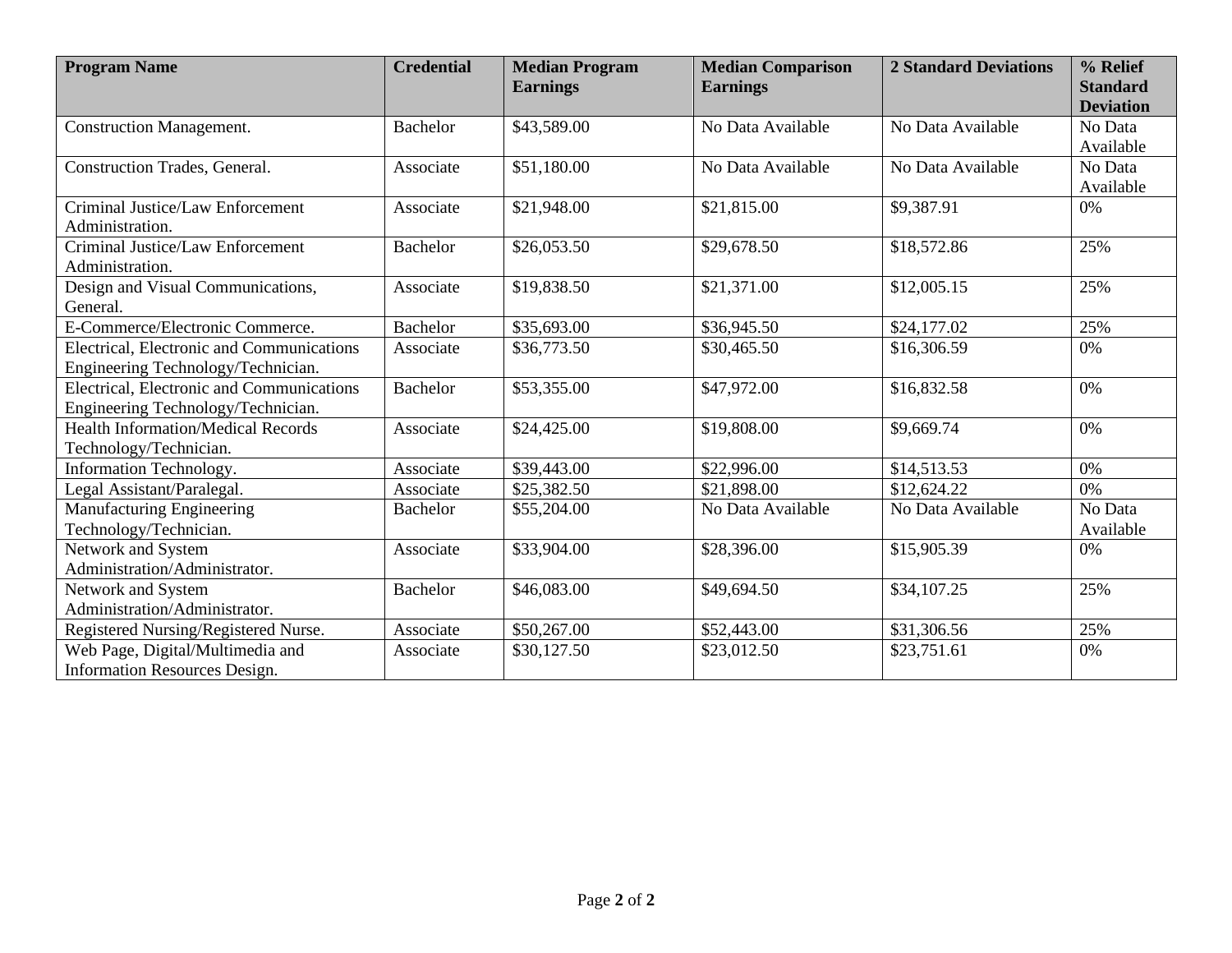| Program Name | Credential | Median Program Earnings | Median Comparison Earnings | 2 Standard Deviations | % Relief Standard Deviation |
|---|---|---|---|---|---|
| Construction Management. | Bachelor | $43,589.00 | No Data Available | No Data Available | No Data Available |
| Construction Trades, General. | Associate | $51,180.00 | No Data Available | No Data Available | No Data Available |
| Criminal Justice/Law Enforcement Administration. | Associate | $21,948.00 | $21,815.00 | $9,387.91 | 0% |
| Criminal Justice/Law Enforcement Administration. | Bachelor | $26,053.50 | $29,678.50 | $18,572.86 | 25% |
| Design and Visual Communications, General. | Associate | $19,838.50 | $21,371.00 | $12,005.15 | 25% |
| E-Commerce/Electronic Commerce. | Bachelor | $35,693.00 | $36,945.50 | $24,177.02 | 25% |
| Electrical, Electronic and Communications Engineering Technology/Technician. | Associate | $36,773.50 | $30,465.50 | $16,306.59 | 0% |
| Electrical, Electronic and Communications Engineering Technology/Technician. | Bachelor | $53,355.00 | $47,972.00 | $16,832.58 | 0% |
| Health Information/Medical Records Technology/Technician. | Associate | $24,425.00 | $19,808.00 | $9,669.74 | 0% |
| Information Technology. | Associate | $39,443.00 | $22,996.00 | $14,513.53 | 0% |
| Legal Assistant/Paralegal. | Associate | $25,382.50 | $21,898.00 | $12,624.22 | 0% |
| Manufacturing Engineering Technology/Technician. | Bachelor | $55,204.00 | No Data Available | No Data Available | No Data Available |
| Network and System Administration/Administrator. | Associate | $33,904.00 | $28,396.00 | $15,905.39 | 0% |
| Network and System Administration/Administrator. | Bachelor | $46,083.00 | $49,694.50 | $34,107.25 | 25% |
| Registered Nursing/Registered Nurse. | Associate | $50,267.00 | $52,443.00 | $31,306.56 | 25% |
| Web Page, Digital/Multimedia and Information Resources Design. | Associate | $30,127.50 | $23,012.50 | $23,751.61 | 0% |